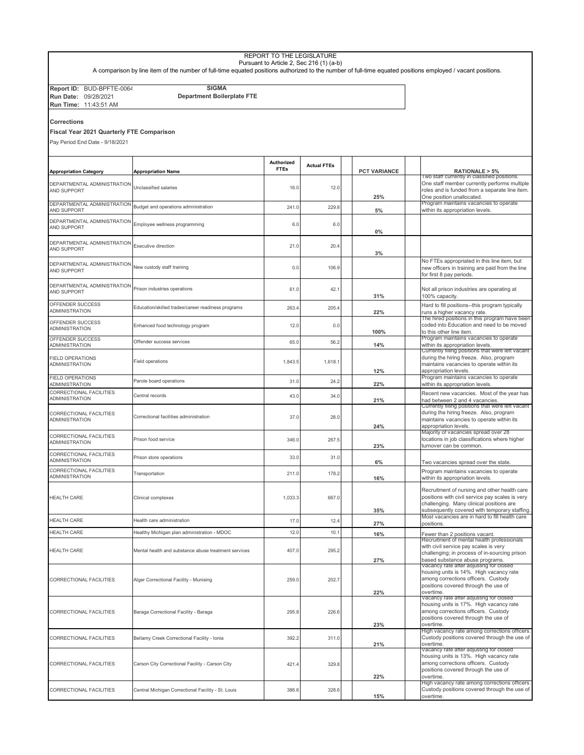REPORT TO THE LEGISLATURE

Pursuant to Article 2, Sec 216 (1) (a-b)

A comparison by line item of the number of full-time equated positions authorized to the number of full-time equated positions employed / vacant positions.

**Report ID:** BUD-BPFTE-0064
**Run Date:** 09/28/2021
**Run Time:** 11:43:51 AM

**SIGMA**
**Department Boilerplate FTE**

**Corrections**

**Fiscal Year 2021 Quarterly FTE Comparison**

Pay Period End Date - 9/18/2021

| Appropriation Category | Appropriation Name | Authorized FTEs | Actual FTEs | PCT VARIANCE | RATIONALE > 5% |
|---|---|---|---|---|---|
| DEPARTMENTAL ADMINISTRATION AND SUPPORT | Unclassified salaries | 16.0 | 12.0 | 25% | Two staff currently in classified positions. One staff member currently performs multiple roles and is funded from a separate line item. One position unallocated. |
| DEPARTMENTAL ADMINISTRATION AND SUPPORT | Budget and operations administration | 241.0 | 229.8 | 5% | Program maintains vacancies to operate within its appropriation levels. |
| DEPARTMENTAL ADMINISTRATION AND SUPPORT | Employee wellness programming | 6.0 | 6.0 | 0% | |
| DEPARTMENTAL ADMINISTRATION AND SUPPORT | Executive direction | 21.0 | 20.4 | 3% | |
| DEPARTMENTAL ADMINISTRATION AND SUPPORT | New custody staff training | 0.0 | 106.9 | | No FTEs appropriated in this line item, but new officers in training are paid from the line for first 8 pay periods. |
| DEPARTMENTAL ADMINISTRATION AND SUPPORT | Prison industries operations | 61.0 | 42.1 | 31% | Not all prison industries are operating at 100% capacity. |
| OFFENDER SUCCESS ADMINISTRATION | Education/skilled trades/career readiness programs | 263.4 | 205.4 | 22% | Hard to fill positions--this program typically runs a higher vacancy rate. |
| OFFENDER SUCCESS ADMINISTRATION | Enhanced food technology program | 12.0 | 0.0 | 100% | The hired positions in this program have been coded into Education and need to be moved to this other line item. |
| OFFENDER SUCCESS ADMINISTRATION | Offender success services | 65.0 | 56.2 | 14% | Program maintains vacancies to operate within its appropriation levels. |
| FIELD OPERATIONS ADMINISTRATION | Field operations | 1,843.5 | 1,618.1 | 12% | Currently filling positions that were left vacant during the hiring freeze. Also, program maintains vacancies to operate within its appropriation levels. |
| FIELD OPERATIONS ADMINISTRATION | Parole board operations | 31.0 | 24.2 | 22% | Program maintains vacancies to operate within its appropriation levels. |
| CORRECTIONAL FACILITIES ADMINISTRATION | Central records | 43.0 | 34.0 | 21% | Recent new vacancies. Most of the year has had between 2 and 4 vacancies. |
| CORRECTIONAL FACILITIES ADMINISTRATION | Correctional facilities administration | 37.0 | 28.0 | 24% | Currently filling positions that were left vacant during the hiring freeze. Also, program maintains vacancies to operate within its appropriation levels. |
| CORRECTIONAL FACILITIES ADMINISTRATION | Prison food service | 346.0 | 267.5 | 23% | Majority of vacancies spread over 28 locations in job classifications where higher turnover can be common. |
| CORRECTIONAL FACILITIES ADMINISTRATION | Prison store operations | 33.0 | 31.0 | 6% | Two vacancies spread over the state. |
| CORRECTIONAL FACILITIES ADMINISTRATION | Transportation | 211.0 | 178.2 | 16% | Program maintains vacancies to operate within its appropriation levels. |
| HEALTH CARE | Clinical complexes | 1,033.3 | 667.0 | 35% | Recruitment of nursing and other health care positions with civil service pay scales is very challenging. Many clinical positions are subsequently covered with temporary staffing. |
| HEALTH CARE | Health care administration | 17.0 | 12.4 | 27% | Most vacancies are in hard to fill health care positions. |
| HEALTH CARE | Healthy Michigan plan administration - MDOC | 12.0 | 10.1 | 16% | Fewer than 2 positions vacant. |
| HEALTH CARE | Mental health and substance abuse treatment services | 407.0 | 295.2 | 27% | Recruitment of mental health professionals with civil service pay scales is very challenging; in process of in-sourcing prison based substance abuse programs. |
| CORRECTIONAL FACILITIES | Alger Correctional Facility - Munising | 259.0 | 202.7 | 22% | Vacancy rate after adjusting for closed housing units is 14%. High vacancy rate among corrections officers. Custody positions covered through the use of overtime. |
| CORRECTIONAL FACILITIES | Baraga Correctional Facility - Baraga | 295.8 | 226.6 | 23% | Vacancy rate after adjusting for closed housing units is 17%. High vacancy rate among corrections officers. Custody positions covered through the use of overtime. |
| CORRECTIONAL FACILITIES | Bellamy Creek Correctional Facility - Ionia | 392.2 | 311.0 | 21% | High vacancy rate among corrections officers. Custody positions covered through the use of overtime. |
| CORRECTIONAL FACILITIES | Carson City Correctional Facility - Carson City | 421.4 | 329.8 | 22% | Vacancy rate after adjusting for closed housing units is 13%. High vacancy rate among corrections officers. Custody positions covered through the use of overtime. |
| CORRECTIONAL FACILITIES | Central Michigan Correctional Facility - St. Louis | 386.6 | 328.6 | 15% | High vacancy rate among corrections officers. Custody positions covered through the use of overtime. |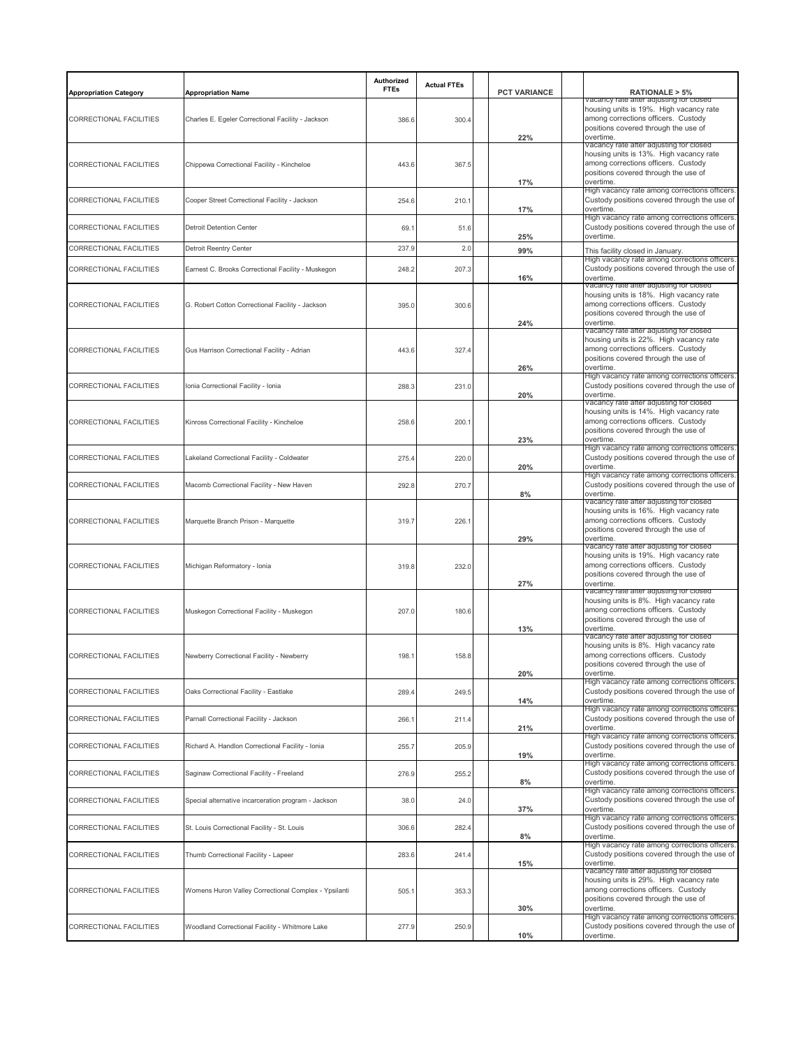| Appropriation Category | Appropriation Name | Authorized FTEs | Actual FTEs | PCT VARIANCE | RATIONALE > 5% |
|---|---|---|---|---|---|
| CORRECTIONAL FACILITIES | Charles E. Egeler Correctional Facility - Jackson | 386.6 | 300.4 | 22% | Vacancy rate after adjusting for closed housing units is 19%. High vacancy rate among corrections officers. Custody positions covered through the use of overtime. |
| CORRECTIONAL FACILITIES | Chippewa Correctional Facility - Kincheloe | 443.6 | 367.5 | 17% | Vacancy rate after adjusting for closed housing units is 13%. High vacancy rate among corrections officers. Custody positions covered through the use of overtime. |
| CORRECTIONAL FACILITIES | Cooper Street Correctional Facility - Jackson | 254.6 | 210.1 | 17% | High vacancy rate among corrections officers. Custody positions covered through the use of overtime. |
| CORRECTIONAL FACILITIES | Detroit Detention Center | 69.1 | 51.6 | 25% | High vacancy rate among corrections officers. Custody positions covered through the use of overtime. |
| CORRECTIONAL FACILITIES | Detroit Reentry Center | 237.9 | 2.0 | 99% | This facility closed in January. |
| CORRECTIONAL FACILITIES | Earnest C. Brooks Correctional Facility - Muskegon | 248.2 | 207.3 | 16% | High vacancy rate among corrections officers. Custody positions covered through the use of overtime. |
| CORRECTIONAL FACILITIES | G. Robert Cotton Correctional Facility - Jackson | 395.0 | 300.6 | 24% | Vacancy rate after adjusting for closed housing units is 18%. High vacancy rate among corrections officers. Custody positions covered through the use of overtime. |
| CORRECTIONAL FACILITIES | Gus Harrison Correctional Facility - Adrian | 443.6 | 327.4 | 26% | Vacancy rate after adjusting for closed housing units is 22%. High vacancy rate among corrections officers. Custody positions covered through the use of overtime. |
| CORRECTIONAL FACILITIES | Ionia Correctional Facility - Ionia | 288.3 | 231.0 | 20% | High vacancy rate among corrections officers. Custody positions covered through the use of overtime. |
| CORRECTIONAL FACILITIES | Kinross Correctional Facility - Kincheloe | 258.6 | 200.1 | 23% | Vacancy rate after adjusting for closed housing units is 14%. High vacancy rate among corrections officers. Custody positions covered through the use of overtime. |
| CORRECTIONAL FACILITIES | Lakeland Correctional Facility - Coldwater | 275.4 | 220.0 | 20% | High vacancy rate among corrections officers. Custody positions covered through the use of overtime. |
| CORRECTIONAL FACILITIES | Macomb Correctional Facility - New Haven | 292.8 | 270.7 | 8% | High vacancy rate among corrections officers. Custody positions covered through the use of overtime. |
| CORRECTIONAL FACILITIES | Marquette Branch Prison - Marquette | 319.7 | 226.1 | 29% | Vacancy rate after adjusting for closed housing units is 16%. High vacancy rate among corrections officers. Custody positions covered through the use of overtime. |
| CORRECTIONAL FACILITIES | Michigan Reformatory - Ionia | 319.8 | 232.0 | 27% | Vacancy rate after adjusting for closed housing units is 19%. High vacancy rate among corrections officers. Custody positions covered through the use of overtime. |
| CORRECTIONAL FACILITIES | Muskegon Correctional Facility - Muskegon | 207.0 | 180.6 | 13% | Vacancy rate after adjusting for closed housing units is 8%. High vacancy rate among corrections officers. Custody positions covered through the use of overtime. |
| CORRECTIONAL FACILITIES | Newberry Correctional Facility - Newberry | 198.1 | 158.8 | 20% | Vacancy rate after adjusting for closed housing units is 8%. High vacancy rate among corrections officers. Custody positions covered through the use of overtime. |
| CORRECTIONAL FACILITIES | Oaks Correctional Facility - Eastlake | 289.4 | 249.5 | 14% | High vacancy rate among corrections officers. Custody positions covered through the use of overtime. |
| CORRECTIONAL FACILITIES | Parnall Correctional Facility - Jackson | 266.1 | 211.4 | 21% | High vacancy rate among corrections officers. Custody positions covered through the use of overtime. |
| CORRECTIONAL FACILITIES | Richard A. Handlon Correctional Facility - Ionia | 255.7 | 205.9 | 19% | High vacancy rate among corrections officers. Custody positions covered through the use of overtime. |
| CORRECTIONAL FACILITIES | Saginaw Correctional Facility - Freeland | 276.9 | 255.2 | 8% | High vacancy rate among corrections officers. Custody positions covered through the use of overtime. |
| CORRECTIONAL FACILITIES | Special alternative incarceration program - Jackson | 38.0 | 24.0 | 37% | High vacancy rate among corrections officers. Custody positions covered through the use of overtime. |
| CORRECTIONAL FACILITIES | St. Louis Correctional Facility - St. Louis | 306.6 | 282.4 | 8% | High vacancy rate among corrections officers. Custody positions covered through the use of overtime. |
| CORRECTIONAL FACILITIES | Thumb Correctional Facility - Lapeer | 283.6 | 241.4 | 15% | High vacancy rate among corrections officers. Custody positions covered through the use of overtime. |
| CORRECTIONAL FACILITIES | Womens Huron Valley Correctional Complex - Ypsilanti | 505.1 | 353.3 | 30% | Vacancy rate after adjusting for closed housing units is 29%. High vacancy rate among corrections officers. Custody positions covered through the use of overtime. |
| CORRECTIONAL FACILITIES | Woodland Correctional Facility - Whitmore Lake | 277.9 | 250.9 | 10% | High vacancy rate among corrections officers. Custody positions covered through the use of overtime. |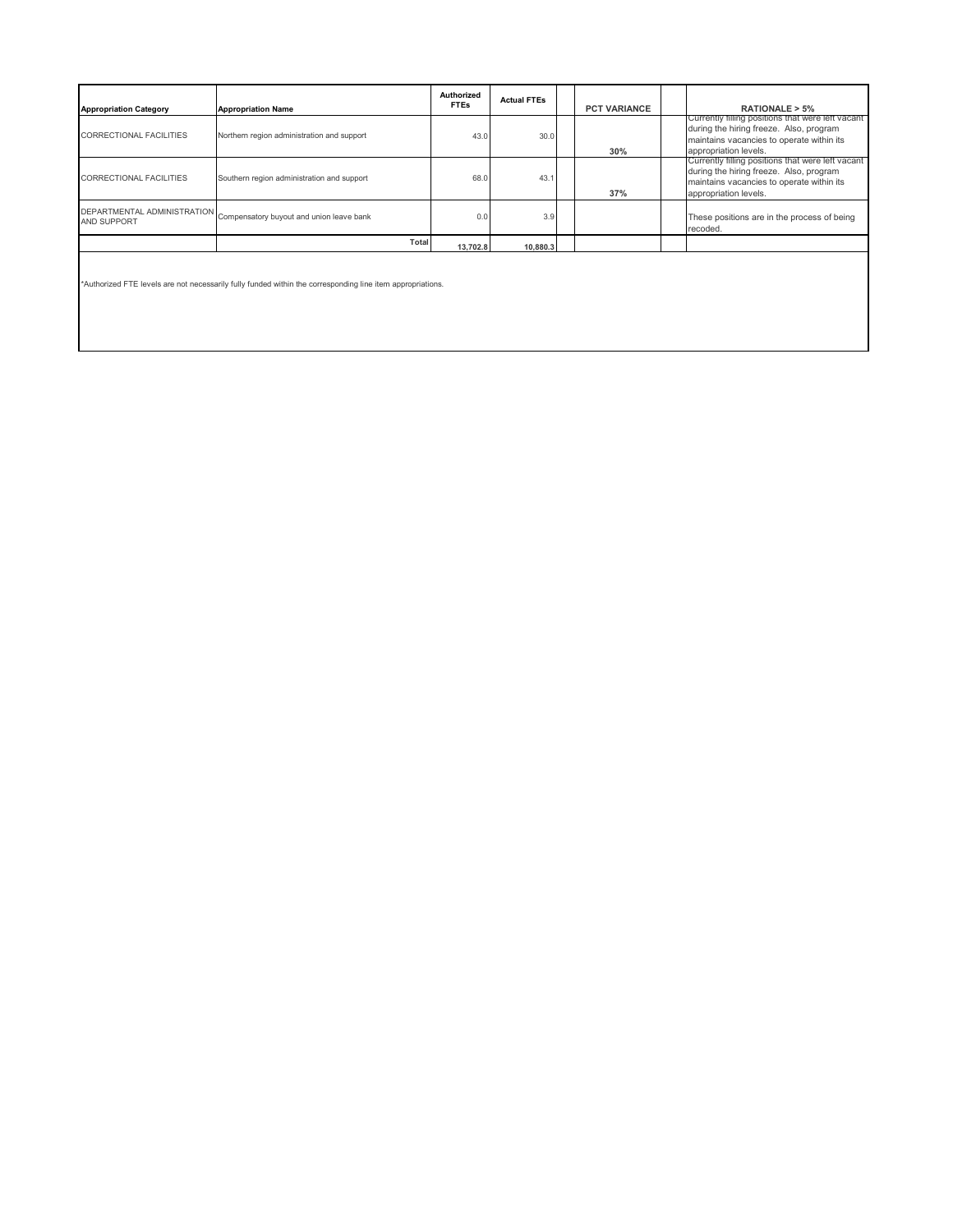| Appropriation Category | Appropriation Name | Authorized FTEs | Actual FTEs | | PCT VARIANCE | | RATIONALE > 5% |
|---|---|---|---|---|---|---|---|
| CORRECTIONAL FACILITIES | Northern region administration and support | 43.0 | 30.0 | | 30% | | Currently filling positions that were left vacant during the hiring freeze. Also, program maintains vacancies to operate within its appropriation levels. |
| CORRECTIONAL FACILITIES | Southern region administration and support | 68.0 | 43.1 | | 37% | | Currently filling positions that were left vacant during the hiring freeze. Also, program maintains vacancies to operate within its appropriation levels. |
| DEPARTMENTAL ADMINISTRATION AND SUPPORT | Compensatory buyout and union leave bank | 0.0 | 3.9 | | | | These positions are in the process of being recoded. |
| | Total | 13,702.8 | 10,880.3 | | | | |

*Authorized FTE levels are not necessarily fully funded within the corresponding line item appropriations.